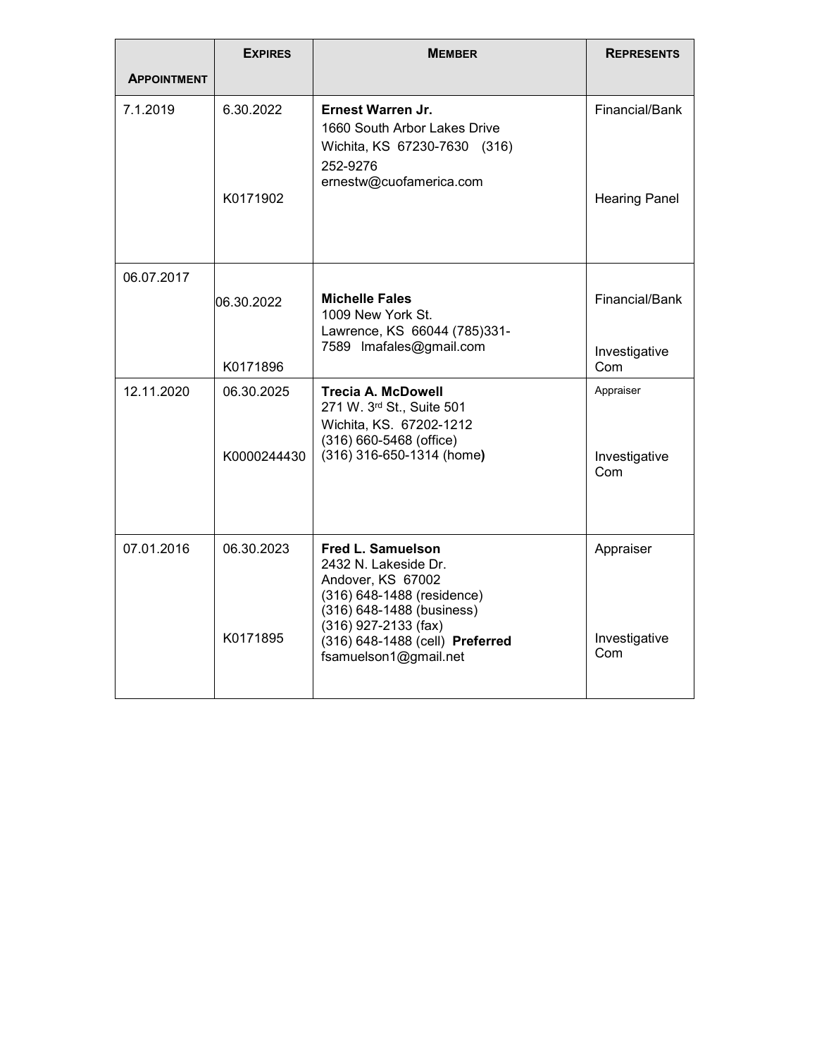| Appointment | Expires | Member | Represents |
|---|---|---|---|
| 7.1.2019 | 6.30.2022<br>K0171902 | **Ernest Warren Jr.**<br>1660 South Arbor Lakes Drive<br>Wichita, KS 67230-7630 (316) 252-9276<br>ernestw@cuofamerica.com | Financial/Bank<br>Hearing Panel |
| 06.07.2017 | 06.30.2022<br>K0171896 | **Michelle Fales**<br>1009 New York St.<br>Lawrence, KS 66044 (785)331-7589 lmafales@gmail.com | Financial/Bank<br>Investigative Com |
| 12.11.2020 | 06.30.2025<br>K0000244430 | **Trecia A. McDowell**<br>271 W. 3rd St., Suite 501<br>Wichita, KS. 67202-1212<br>(316) 660-5468 (office)<br>(316) 316-650-1314 (home) | Appraiser<br>Investigative Com |
| 07.01.2016 | 06.30.2023<br>K0171895 | **Fred L. Samuelson**<br>2432 N. Lakeside Dr.<br>Andover, KS 67002<br>(316) 648-1488 (residence)<br>(316) 648-1488 (business)<br>(316) 927-2133 (fax)<br>(316) 648-1488 (cell) **Preferred**<br>fsamuelson1@gmail.net | Appraiser<br>Investigative Com |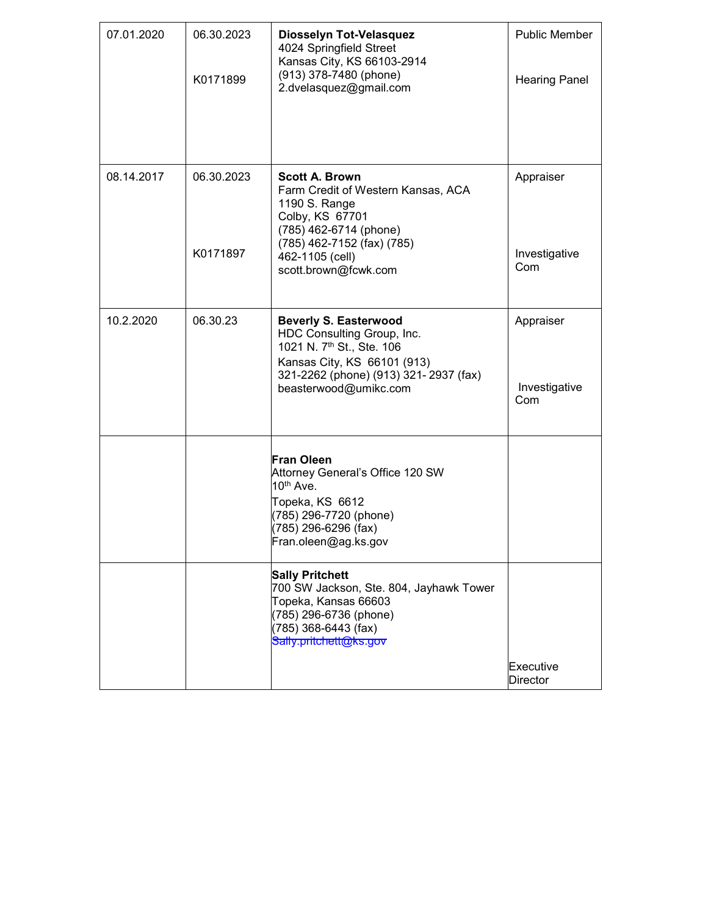| | | | |
|---|---|---|---|
| 07.01.2020 | 06.30.2023<br><br>K0171899 | **Diosselyn Tot-Velasquez**<br>4024 Springfield Street<br>Kansas City, KS 66103-2914<br>(913) 378-7480 (phone)<br>2.dvelasquez@gmail.com | Public Member<br><br>Hearing Panel |
| 08.14.2017 | 06.30.2023<br><br>K0171897 | **Scott A. Brown**<br>Farm Credit of Western Kansas, ACA<br>1190 S. Range<br>Colby, KS 67701<br>(785) 462-6714 (phone)<br>(785) 462-7152 (fax) (785)<br>462-1105 (cell)<br>scott.brown@fcwk.com | Appraiser<br><br>Investigative Com |
| 10.2.2020 | 06.30.23 | **Beverly S. Easterwood**<br>HDC Consulting Group, Inc.<br>1021 N. 7th St., Ste. 106<br>Kansas City, KS 66101 (913)<br>321-2262 (phone) (913) 321- 2937 (fax)<br>beasterwood@umikc.com | Appraiser<br><br>Investigative Com |
| | | **Fran Oleen**<br>Attorney General's Office 120 SW<br>10th Ave.<br>Topeka, KS 6612<br>(785) 296-7720 (phone)<br>(785) 296-6296 (fax)<br>Fran.oleen@ag.ks.gov | |
| | | **Sally Pritchett**<br>700 SW Jackson, Ste. 804, Jayhawk Tower<br>Topeka, Kansas 66603<br>(785) 296-6736 (phone)<br>(785) 368-6443 (fax)<br>Sally.pritchett@ks.gov | Executive Director |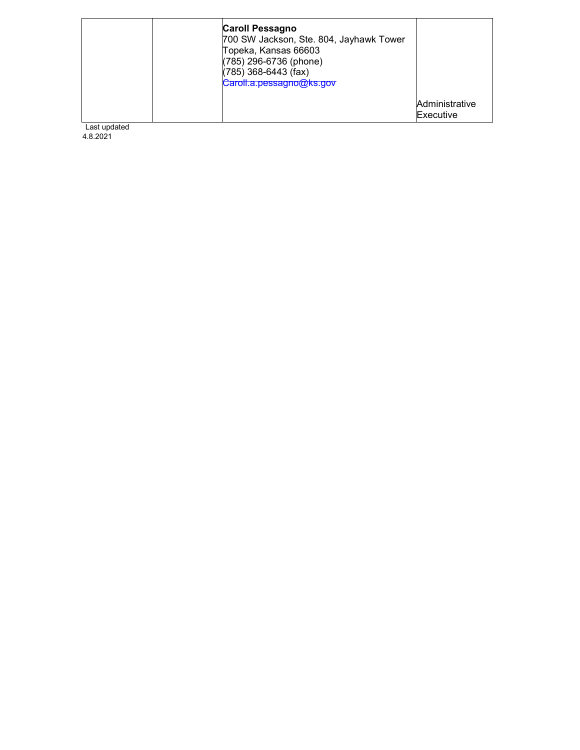| | | | |
|---|---|---|---|
| | | **Caroll Pessagno**<br>700 SW Jackson, Ste. 804, Jayhawk Tower<br>Topeka, Kansas 66603<br>(785) 296-6736 (phone)<br>(785) 368-6443 (fax)<br>Caroll.a.pessagno@ks.gov | Administrative Executive |

Last updated
4.8.2021